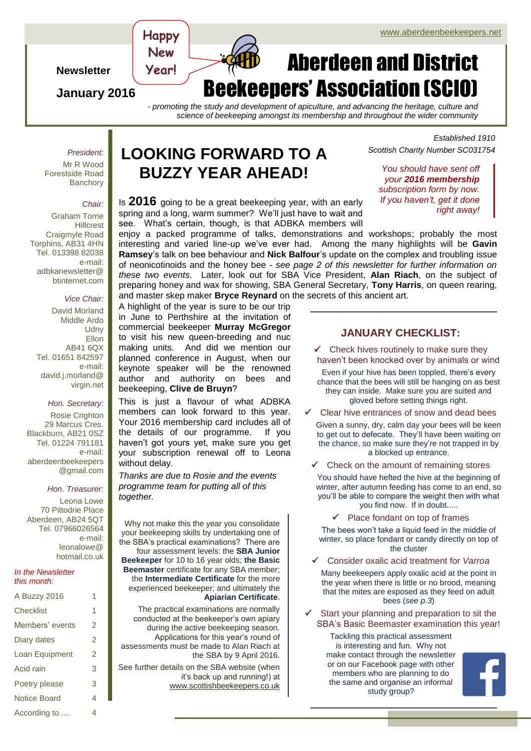www.aberdeenbeekeepers.net

Happy New Year!

Newsletter

January 2016

# Aberdeen and District Beekeepers' Association (SCIO)

*- promoting the study and development of apiculture, and advancing the heritage, culture and science of beekeeping amongst its membership and throughout the wider community*

*Established 1910*
*Scottish Charity Number SC031754*

*President:*
Mr R Wood
Forestside Road
Banchory

*Chair:*
Graham Torrie
Hillcrest
Craigmyle Road
Torphins, AB31 4HN
Tel. 013398 82038
e-mail:
adbkanewsletter@btinternet.com

*Vice Chair:*
David Morland
Middle Ardo
Udny
Ellon
AB41 6QX
Tel. 01651 842597
e-mail:
david.j.morland@virgin.net

*Hon. Secretary:*
Rosie Crighton
29 Marcus Cres.
Blackburn, AB21 0SZ
Tel. 01224 791181
e-mail:
aberdeenbeekeepers@gmail.com

*Hon. Treasurer:*
Leona Lowe
70 Pittodrie Place
Aberdeen, AB24 5QT
Tel. 07966026564
e-mail:
leonalowe@hotmail.co.uk

*In the Newsletter this month:*

| | |
|---|---|
| A Buzzy 2016 | 1 |
| Checklist | 1 |
| Members' events | 2 |
| Diary dates | 2 |
| Loan Equipment | 2 |
| Acid rain | 3 |
| Poetry please | 3 |
| Notice Board | 4 |
| According to..... | 4 |

## LOOKING FORWARD TO A BUZZY YEAR AHEAD!

*You should have sent off your **2016 membership** subscription form by now. If you haven't, get it done right away!*

Is **2016** going to be a great beekeeping year, with an early spring and a long, warm summer? We'll just have to wait and see. What's certain, though, is that ADBKA members will enjoy a packed programme of talks, demonstrations and workshops; probably the most interesting and varied line-up we've ever had. Among the many highlights will be **Gavin Ramsey**'s talk on bee behaviour and **Nick Balfour**'s update on the complex and troubling issue of neonicotinoids and the honey bee - *see page 2 of this newsletter for further information on these two events*. Later, look out for SBA Vice President, **Alan Riach**, on the subject of preparing honey and wax for showing, SBA General Secretary, **Tony Harris**, on queen rearing, and master skep maker **Bryce Reynard** on the secrets of this ancient art.

A highlight of the year is sure to be our trip in June to Perthshire at the invitation of commercial beekeeper **Murray McGregor** to visit his new queen-breeding and nuc making units. And did we mention our planned conference in August, when our keynote speaker will be the renowned author and authority on bees and beekeeping, **Clive de Bruyn**?

This is just a flavour of what ADBKA members can look forward to this year. Your 2016 membership card includes all of the details of our programme. If you haven't got yours yet, make sure you get your subscription renewal off to Leona without delay.

*Thanks are due to Rosie and the events programme team for putting all of this together.*

Why not make this the year you consolidate your beekeeping skills by undertaking one of the SBA's practical examinations? There are four assessment levels: the **SBA Junior Beekeeper** for 10 to 16 year olds; **the Basic Beemaster** certificate for any SBA member; the **Intermediate Certificate** for the more experienced beekeeper; and ultimately the **Apiarian Certificate**.

The practical examinations are normally conducted at the beekeeper's own apiary during the active beekeeping season. Applications for this year's round of assessments must be made to Alan Riach at the SBA by 9 April 2016.

See further details on the SBA website (when it's back up and running!) at www.scottishbeekeepers.co.uk

## JANUARY CHECKLIST:

- ✓ Check hives routinely to make sure they haven't been knocked over by animals or wind

  Even if your hive has been toppled, there's every chance that the bees will still be hanging on as best they can inside. Make sure you are suited and gloved before setting things right.

- ✓ Clear hive entrances of snow and dead bees

  Given a sunny, dry, calm day your bees will be keen to get out to defecate. They'll have been waiting on the chance, so make sure they're not trapped in by a blocked up entrance.

- ✓ Check on the amount of remaining stores

  You should have hefted the hive at the beginning of winter, after autumn feeding has come to an end, so you'll be able to compare the weight then with what you find now. If in doubt.....

- ✓ Place fondant on top of frames

  The bees won't take a liquid feed in the middle of winter, so place fondant or candy directly on top of the cluster

- ✓ Consider oxalic acid treatment for *Varroa*

  Many beekeepers apply oxalic acid at the point in the year when there is little or no brood, meaning that the mites are exposed as they feed on adult bees (*see p.3*)

- ✓ Start your planning and preparation to sit the SBA's Basic Beemaster examination this year!

  Tackling this practical assessment is interesting and fun. Why not make contact through the newsletter or on our Facebook page with other members who are planning to do the same and organise an informal study group?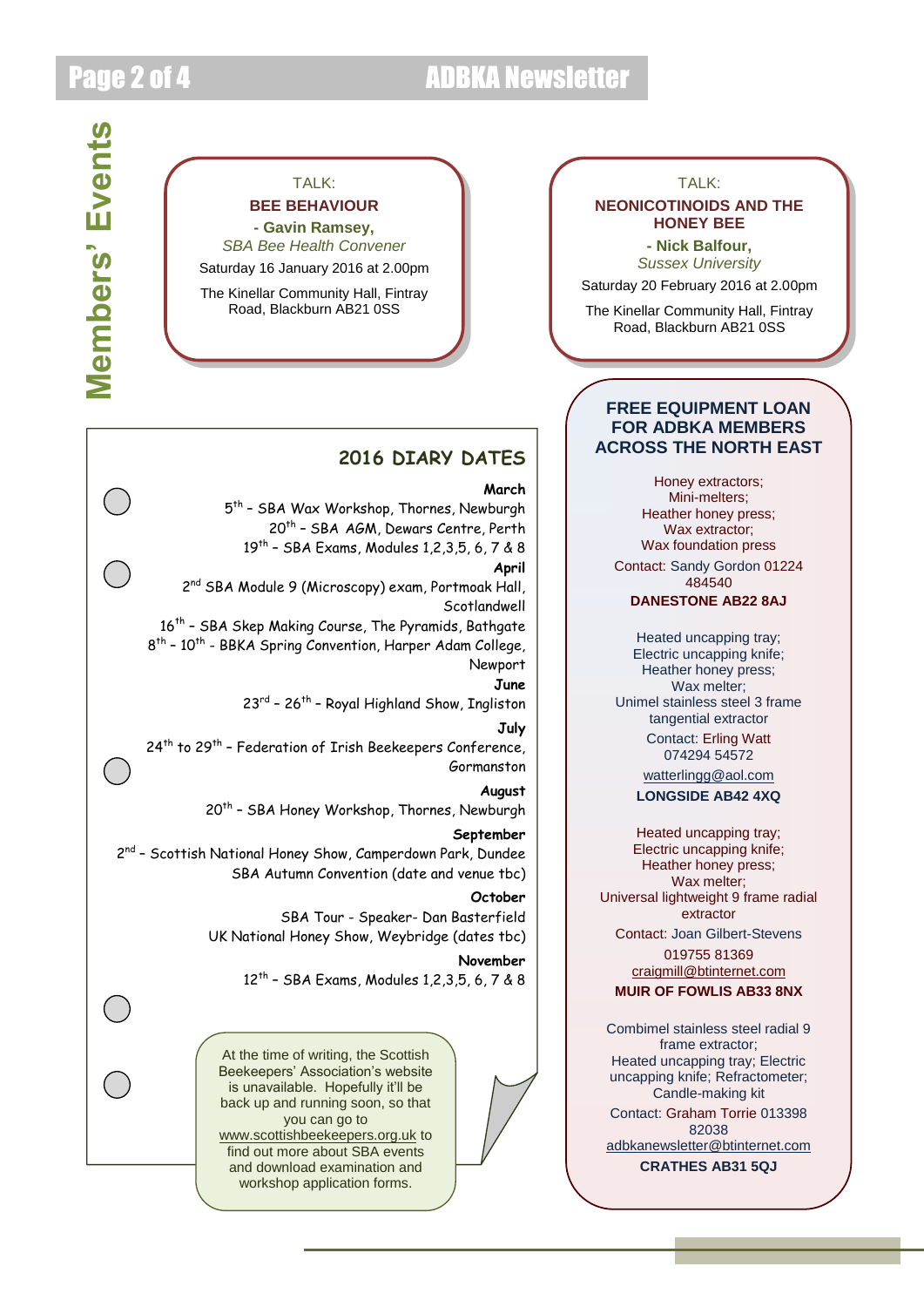# Members' Events

TALK:

**BEE BEHAVIOUR**

**- Gavin Ramsey,**

*SBA Bee Health Convener*

Saturday 16 January 2016 at 2.00pm

The Kinellar Community Hall, Fintray Road, Blackburn AB21 0SS

TALK:

**NEONICOTINOIDS AND THE HONEY BEE**

**- Nick Balfour,**

*Sussex University*

Saturday 20 February 2016 at 2.00pm

The Kinellar Community Hall, Fintray Road, Blackburn AB21 0SS

## 2016 DIARY DATES

**March**

5th – SBA Wax Workshop, Thornes, Newburgh

20th – SBA AGM, Dewars Centre, Perth

19th – SBA Exams, Modules 1,2,3,5, 6, 7 & 8

**April**

2nd SBA Module 9 (Microscopy) exam, Portmoak Hall, Scotlandwell

16th – SBA Skep Making Course, The Pyramids, Bathgate

8th – 10th - BBKA Spring Convention, Harper Adam College, Newport

**June**

23rd – 26th – Royal Highland Show, Ingliston

**July**

24th to 29th – Federation of Irish Beekeepers Conference, Gormanston

**August**

20th – SBA Honey Workshop, Thornes, Newburgh

**September**

2nd – Scottish National Honey Show, Camperdown Park, Dundee

SBA Autumn Convention (date and venue tbc)

**October**

SBA Tour - Speaker- Dan Basterfield

UK National Honey Show, Weybridge (dates tbc)

**November**

12th – SBA Exams, Modules 1,2,3,5, 6, 7 & 8

At the time of writing, the Scottish Beekeepers' Association's website is unavailable. Hopefully it'll be back up and running soon, so that you can go to www.scottishbeekeepers.org.uk to find out more about SBA events and download examination and workshop application forms.

## FREE EQUIPMENT LOAN FOR ADBKA MEMBERS ACROSS THE NORTH EAST

Honey extractors;
Mini-melters;
Heather honey press;
Wax extractor;
Wax foundation press

Contact: Sandy Gordon 01224 484540

**DANESTONE AB22 8AJ**

Heated uncapping tray;
Electric uncapping knife;
Heather honey press;
Wax melter;
Unimel stainless steel 3 frame tangential extractor

Contact: Erling Watt 074294 54572

watterlingg@aol.com

**LONGSIDE AB42 4XQ**

Heated uncapping tray;
Electric uncapping knife;
Heather honey press;
Wax melter;
Universal lightweight 9 frame radial extractor

Contact: Joan Gilbert-Stevens

019755 81369

craigmill@btinternet.com

**MUIR OF FOWLIS AB33 8NX**

Combimel stainless steel radial 9 frame extractor;
Heated uncapping tray; Electric uncapping knife; Refractometer;
Candle-making kit

Contact: Graham Torrie 013398 82038

adbkanewsletter@btinternet.com

**CRATHES AB31 5QJ**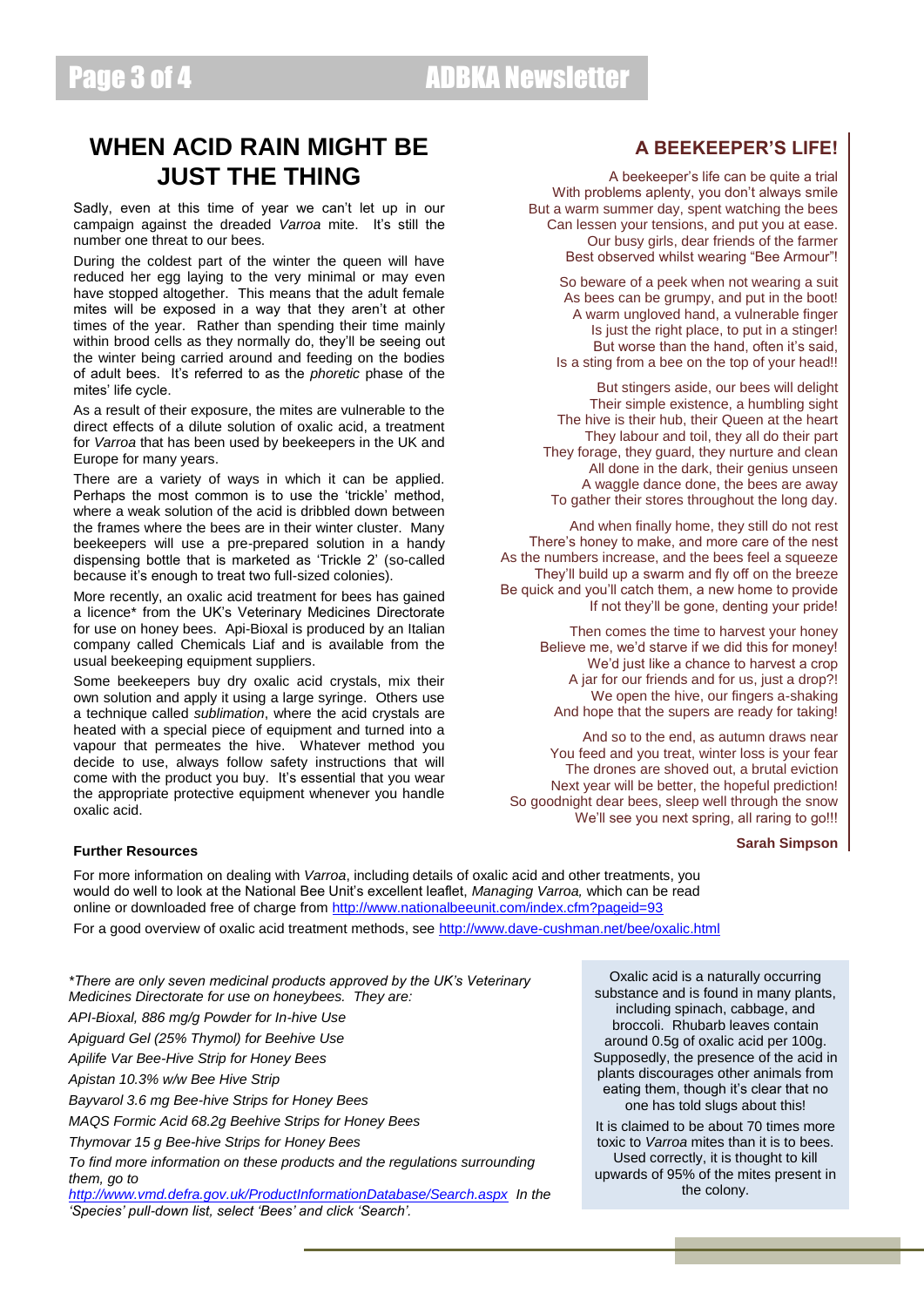## WHEN ACID RAIN MIGHT BE JUST THE THING

Sadly, even at this time of year we can't let up in our campaign against the dreaded *Varroa* mite. It's still the number one threat to our bees.

During the coldest part of the winter the queen will have reduced her egg laying to the very minimal or may even have stopped altogether. This means that the adult female mites will be exposed in a way that they aren't at other times of the year. Rather than spending their time mainly within brood cells as they normally do, they'll be seeing out the winter being carried around and feeding on the bodies of adult bees. It's referred to as the *phoretic* phase of the mites' life cycle.

As a result of their exposure, the mites are vulnerable to the direct effects of a dilute solution of oxalic acid, a treatment for *Varroa* that has been used by beekeepers in the UK and Europe for many years.

There are a variety of ways in which it can be applied. Perhaps the most common is to use the 'trickle' method, where a weak solution of the acid is dribbled down between the frames where the bees are in their winter cluster. Many beekeepers will use a pre-prepared solution in a handy dispensing bottle that is marketed as 'Trickle 2' (so-called because it's enough to treat two full-sized colonies).

More recently, an oxalic acid treatment for bees has gained a licence* from the UK's Veterinary Medicines Directorate for use on honey bees. Api-Bioxal is produced by an Italian company called Chemicals Liaf and is available from the usual beekeeping equipment suppliers.

Some beekeepers buy dry oxalic acid crystals, mix their own solution and apply it using a large syringe. Others use a technique called *sublimation*, where the acid crystals are heated with a special piece of equipment and turned into a vapour that permeates the hive. Whatever method you decide to use, always follow safety instructions that will come with the product you buy. It's essential that you wear the appropriate protective equipment whenever you handle oxalic acid.

## A BEEKEEPER'S LIFE!

A beekeeper's life can be quite a trial
With problems aplenty, you don't always smile
But a warm summer day, spent watching the bees
Can lessen your tensions, and put you at ease.
Our busy girls, dear friends of the farmer
Best observed whilst wearing "Bee Armour"!

So beware of a peek when not wearing a suit
As bees can be grumpy, and put in the boot!
A warm ungloved hand, a vulnerable finger
Is just the right place, to put in a stinger!
But worse than the hand, often it's said,
Is a sting from a bee on the top of your head!!

But stingers aside, our bees will delight
Their simple existence, a humbling sight
The hive is their hub, their Queen at the heart
They labour and toil, they all do their part
They forage, they guard, they nurture and clean
All done in the dark, their genius unseen
A waggle dance done, the bees are away
To gather their stores throughout the long day.

And when finally home, they still do not rest
There's honey to make, and more care of the nest
As the numbers increase, and the bees feel a squeeze
They'll build up a swarm and fly off on the breeze
Be quick and you'll catch them, a new home to provide
If not they'll be gone, denting your pride!

Then comes the time to harvest your honey
Believe me, we'd starve if we did this for money!
We'd just like a chance to harvest a crop
A jar for our friends and for us, just a drop?!
We open the hive, our fingers a-shaking
And hope that the supers are ready for taking!

And so to the end, as autumn draws near
You feed and you treat, winter loss is your fear
The drones are shoved out, a brutal eviction
Next year will be better, the hopeful prediction!
So goodnight dear bees, sleep well through the snow
We'll see you next spring, all raring to go!!!

**Sarah Simpson**

### Further Resources

For more information on dealing with *Varroa*, including details of oxalic acid and other treatments, you would do well to look at the National Bee Unit's excellent leaflet, *Managing Varroa,* which can be read online or downloaded free of charge from http://www.nationalbeeunit.com/index.cfm?pageid=93

For a good overview of oxalic acid treatment methods, see http://www.dave-cushman.net/bee/oxalic.html

*\*There are only seven medicinal products approved by the UK's Veterinary Medicines Directorate for use on honeybees. They are:*

*API-Bioxal, 886 mg/g Powder for In-hive Use*

*Apiguard Gel (25% Thymol) for Beehive Use*

*Apilife Var Bee-Hive Strip for Honey Bees*

*Apistan 10.3% w/w Bee Hive Strip*

*Bayvarol 3.6 mg Bee-hive Strips for Honey Bees*

*MAQS Formic Acid 68.2g Beehive Strips for Honey Bees*

*Thymovar 15 g Bee-hive Strips for Honey Bees*

*To find more information on these products and the regulations surrounding them, go to http://www.vmd.defra.gov.uk/ProductInformationDatabase/Search.aspx In the 'Species' pull-down list, select 'Bees' and click 'Search'.*

Oxalic acid is a naturally occurring substance and is found in many plants, including spinach, cabbage, and broccoli. Rhubarb leaves contain around 0.5g of oxalic acid per 100g. Supposedly, the presence of the acid in plants discourages other animals from eating them, though it's clear that no one has told slugs about this!

It is claimed to be about 70 times more toxic to *Varroa* mites than it is to bees. Used correctly, it is thought to kill upwards of 95% of the mites present in the colony.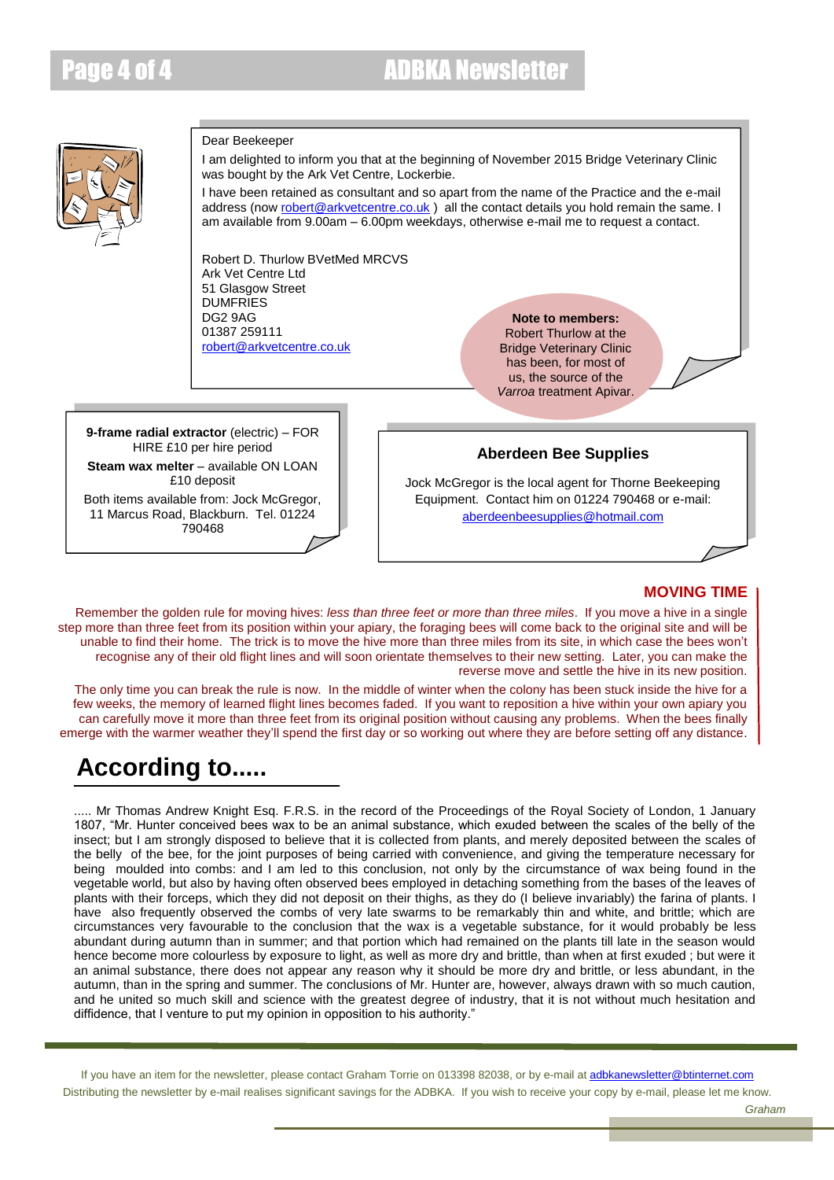Dear Beekeeper

I am delighted to inform you that at the beginning of November 2015 Bridge Veterinary Clinic was bought by the Ark Vet Centre, Lockerbie.

I have been retained as consultant and so apart from the name of the Practice and the e-mail address (now robert@arkvetcentre.co.uk ) all the contact details you hold remain the same. I am available from 9.00am – 6.00pm weekdays, otherwise e-mail me to request a contact.

Robert D. Thurlow BVetMed MRCVS
Ark Vet Centre Ltd
51 Glasgow Street
DUMFRIES
DG2 9AG
01387 259111
robert@arkvetcentre.co.uk

**Note to members:** Robert Thurlow at the Bridge Veterinary Clinic has been, for most of us, the source of the *Varroa* treatment Apivar.

**9-frame radial extractor** (electric) – FOR HIRE £10 per hire period

**Steam wax melter** – available ON LOAN £10 deposit

Both items available from: Jock McGregor, 11 Marcus Road, Blackburn. Tel. 01224 790468

**Aberdeen Bee Supplies**

Jock McGregor is the local agent for Thorne Beekeeping Equipment. Contact him on 01224 790468 or e-mail: aberdeenbeesupplies@hotmail.com

## MOVING TIME

Remember the golden rule for moving hives: *less than three feet or more than three miles*. If you move a hive in a single step more than three feet from its position within your apiary, the foraging bees will come back to the original site and will be unable to find their home. The trick is to move the hive more than three miles from its site, in which case the bees won't recognise any of their old flight lines and will soon orientate themselves to their new setting. Later, you can make the reverse move and settle the hive in its new position.

The only time you can break the rule is now. In the middle of winter when the colony has been stuck inside the hive for a few weeks, the memory of learned flight lines becomes faded. If you want to reposition a hive within your own apiary you can carefully move it more than three feet from its original position without causing any problems. When the bees finally emerge with the warmer weather they'll spend the first day or so working out where they are before setting off any distance.

# According to.....

..... Mr Thomas Andrew Knight Esq. F.R.S. in the record of the Proceedings of the Royal Society of London, 1 January 1807, "Mr. Hunter conceived bees wax to be an animal substance, which exuded between the scales of the belly of the insect; but I am strongly disposed to believe that it is collected from plants, and merely deposited between the scales of the belly of the bee, for the joint purposes of being carried with convenience, and giving the temperature necessary for being moulded into combs: and I am led to this conclusion, not only by the circumstance of wax being found in the vegetable world, but also by having often observed bees employed in detaching something from the bases of the leaves of plants with their forceps, which they did not deposit on their thighs, as they do (I believe invariably) the farina of plants. I have also frequently observed the combs of very late swarms to be remarkably thin and white, and brittle; which are circumstances very favourable to the conclusion that the wax is a vegetable substance, for it would probably be less abundant during autumn than in summer; and that portion which had remained on the plants till late in the season would hence become more colourless by exposure to light, as well as more dry and brittle, than when at first exuded ; but were it an animal substance, there does not appear any reason why it should be more dry and brittle, or less abundant, in the autumn, than in the spring and summer. The conclusions of Mr. Hunter are, however, always drawn with so much caution, and he united so much skill and science with the greatest degree of industry, that it is not without much hesitation and diffidence, that I venture to put my opinion in opposition to his authority."

If you have an item for the newsletter, please contact Graham Torrie on 013398 82038, or by e-mail at adbkanewsletter@btinternet.com
Distributing the newsletter by e-mail realises significant savings for the ADBKA. If you wish to receive your copy by e-mail, please let me know.

*Graham*